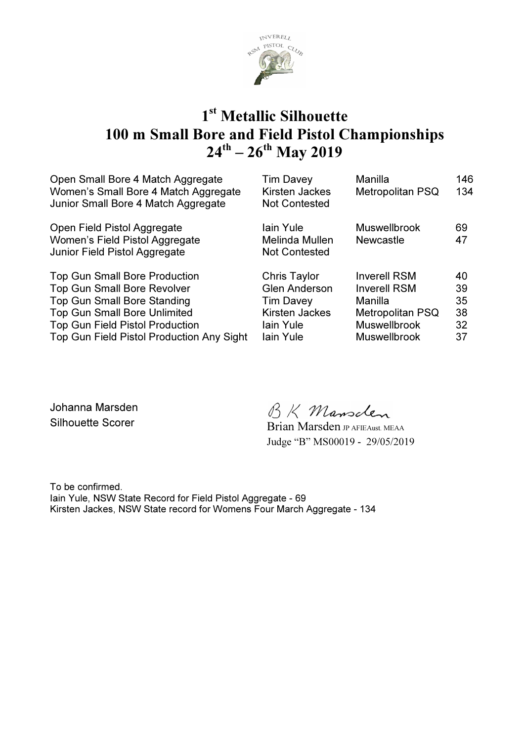# 1st Metallic Silhouette
# 100 m Small Bore and Field Pistol Championships
# 24th – 26th May 2019

| | | | |
|---|---|---|---|
| Open Small Bore 4 Match Aggregate | Tim Davey | Manilla | 146 |
| Women's Small Bore 4 Match Aggregate | Kirsten Jackes | Metropolitan PSQ | 134 |
| Junior Small Bore 4 Match Aggregate | Not Contested | | |
| | | | |
| Open Field Pistol Aggregate | Iain Yule | Muswellbrook | 69 |
| Women's Field Pistol Aggregate | Melinda Mullen | Newcastle | 47 |
| Junior Field Pistol Aggregate | Not Contested | | |
| | | | |
| Top Gun Small Bore Production | Chris Taylor | Inverell RSM | 40 |
| Top Gun Small Bore Revolver | Glen Anderson | Inverell RSM | 39 |
| Top Gun Small Bore Standing | Tim Davey | Manilla | 35 |
| Top Gun Small Bore Unlimited | Kirsten Jackes | Metropolitan PSQ | 38 |
| Top Gun Field Pistol Production | Iain Yule | Muswellbrook | 32 |
| Top Gun Field Pistol Production Any Sight | Iain Yule | Muswellbrook | 37 |

Johanna Marsden
Silhouette Scorer

B K Marsden
Brian Marsden JP AFIEAust. MEAA
Judge "B" MS00019 - 29/05/2019

To be confirmed.
Iain Yule, NSW State Record for Field Pistol Aggregate - 69
Kirsten Jackes, NSW State record for Womens Four March Aggregate - 134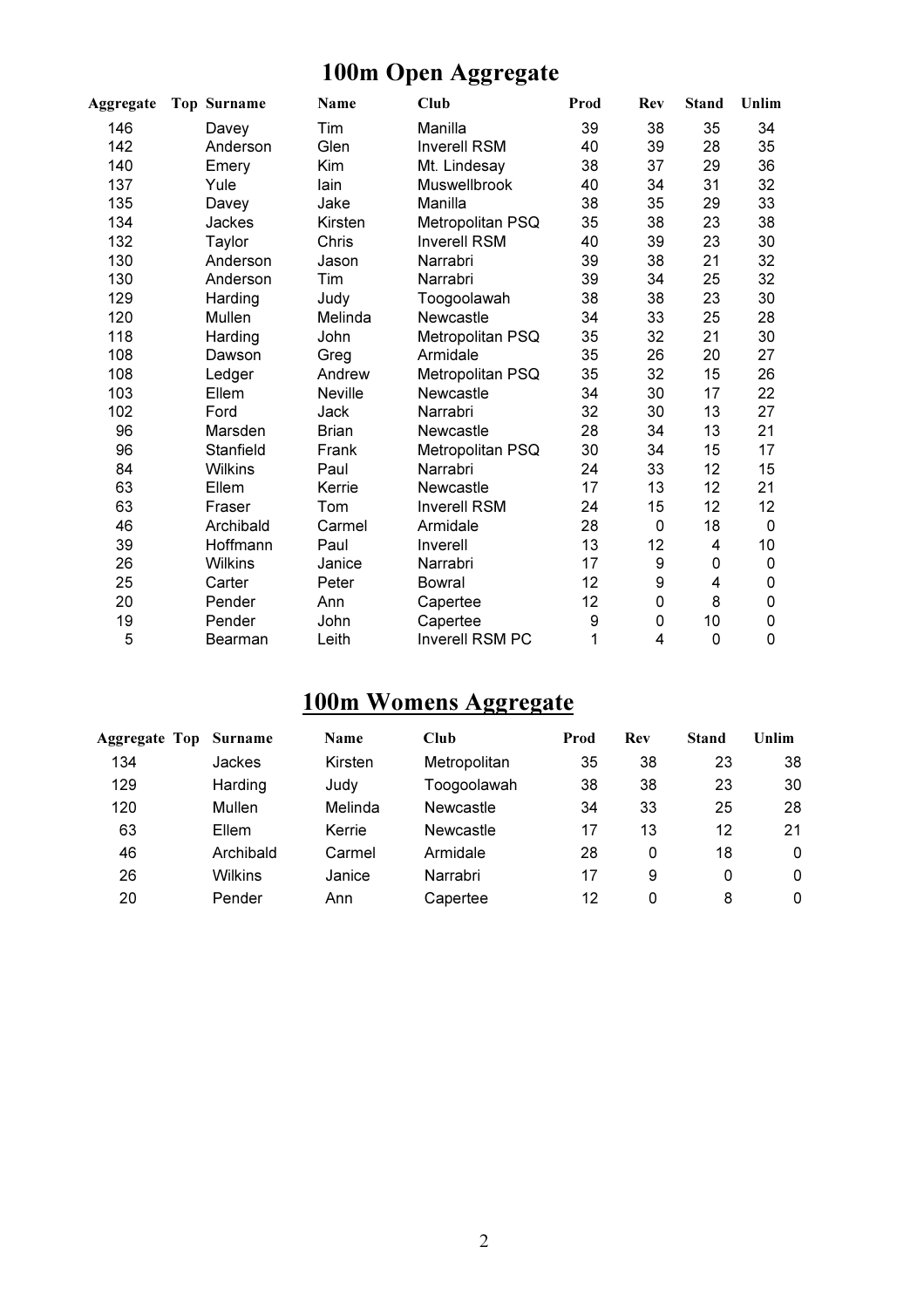# 100m Open Aggregate

| Aggregate | Top | Surname | Name | Club | Prod | Rev | Stand | Unlim |
|---|---|---|---|---|---|---|---|---|
| 146 | | Davey | Tim | Manilla | 39 | 38 | 35 | 34 |
| 142 | | Anderson | Glen | Inverell RSM | 40 | 39 | 28 | 35 |
| 140 | | Emery | Kim | Mt. Lindesay | 38 | 37 | 29 | 36 |
| 137 | | Yule | Iain | Muswellbrook | 40 | 34 | 31 | 32 |
| 135 | | Davey | Jake | Manilla | 38 | 35 | 29 | 33 |
| 134 | | Jackes | Kirsten | Metropolitan PSQ | 35 | 38 | 23 | 38 |
| 132 | | Taylor | Chris | Inverell RSM | 40 | 39 | 23 | 30 |
| 130 | | Anderson | Jason | Narrabri | 39 | 38 | 21 | 32 |
| 130 | | Anderson | Tim | Narrabri | 39 | 34 | 25 | 32 |
| 129 | | Harding | Judy | Toogoolawah | 38 | 38 | 23 | 30 |
| 120 | | Mullen | Melinda | Newcastle | 34 | 33 | 25 | 28 |
| 118 | | Harding | John | Metropolitan PSQ | 35 | 32 | 21 | 30 |
| 108 | | Dawson | Greg | Armidale | 35 | 26 | 20 | 27 |
| 108 | | Ledger | Andrew | Metropolitan PSQ | 35 | 32 | 15 | 26 |
| 103 | | Ellem | Neville | Newcastle | 34 | 30 | 17 | 22 |
| 102 | | Ford | Jack | Narrabri | 32 | 30 | 13 | 27 |
| 96 | | Marsden | Brian | Newcastle | 28 | 34 | 13 | 21 |
| 96 | | Stanfield | Frank | Metropolitan PSQ | 30 | 34 | 15 | 17 |
| 84 | | Wilkins | Paul | Narrabri | 24 | 33 | 12 | 15 |
| 63 | | Ellem | Kerrie | Newcastle | 17 | 13 | 12 | 21 |
| 63 | | Fraser | Tom | Inverell RSM | 24 | 15 | 12 | 12 |
| 46 | | Archibald | Carmel | Armidale | 28 | 0 | 18 | 0 |
| 39 | | Hoffmann | Paul | Inverell | 13 | 12 | 4 | 10 |
| 26 | | Wilkins | Janice | Narrabri | 17 | 9 | 0 | 0 |
| 25 | | Carter | Peter | Bowral | 12 | 9 | 4 | 0 |
| 20 | | Pender | Ann | Capertee | 12 | 0 | 8 | 0 |
| 19 | | Pender | John | Capertee | 9 | 0 | 10 | 0 |
| 5 | | Bearman | Leith | Inverell RSM PC | 1 | 4 | 0 | 0 |

# 100m Womens Aggregate

| Aggregate | Top | Surname | Name | Club | Prod | Rev | Stand | Unlim |
|---|---|---|---|---|---|---|---|---|
| 134 | | Jackes | Kirsten | Metropolitan | 35 | 38 | 23 | 38 |
| 129 | | Harding | Judy | Toogoolawah | 38 | 38 | 23 | 30 |
| 120 | | Mullen | Melinda | Newcastle | 34 | 33 | 25 | 28 |
| 63 | | Ellem | Kerrie | Newcastle | 17 | 13 | 12 | 21 |
| 46 | | Archibald | Carmel | Armidale | 28 | 0 | 18 | 0 |
| 26 | | Wilkins | Janice | Narrabri | 17 | 9 | 0 | 0 |
| 20 | | Pender | Ann | Capertee | 12 | 0 | 8 | 0 |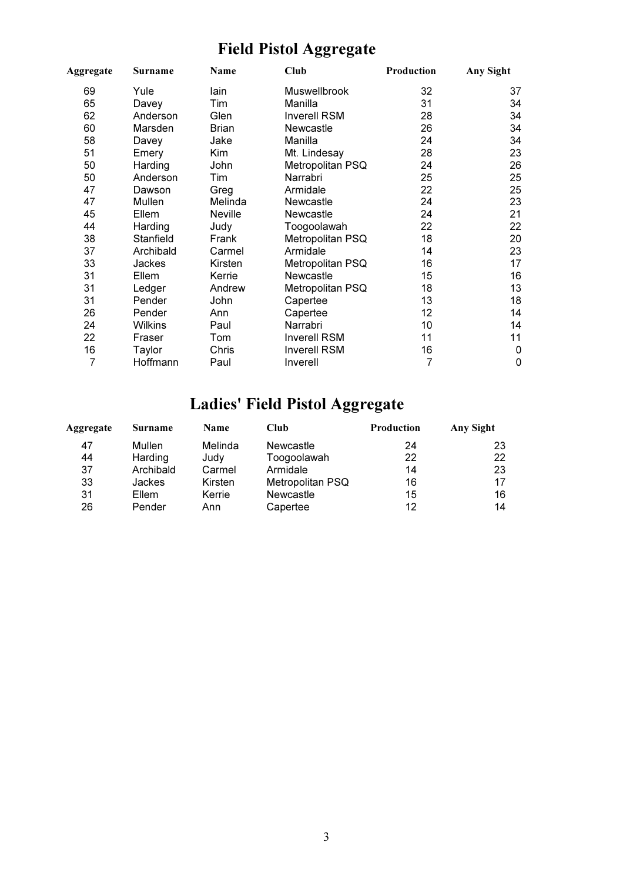# Field Pistol Aggregate

| Aggregate | Surname | Name | Club | Production | Any Sight |
|---|---|---|---|---|---|
| 69 | Yule | Iain | Muswellbrook | 32 | 37 |
| 65 | Davey | Tim | Manilla | 31 | 34 |
| 62 | Anderson | Glen | Inverell RSM | 28 | 34 |
| 60 | Marsden | Brian | Newcastle | 26 | 34 |
| 58 | Davey | Jake | Manilla | 24 | 34 |
| 51 | Emery | Kim | Mt. Lindesay | 28 | 23 |
| 50 | Harding | John | Metropolitan PSQ | 24 | 26 |
| 50 | Anderson | Tim | Narrabri | 25 | 25 |
| 47 | Dawson | Greg | Armidale | 22 | 25 |
| 47 | Mullen | Melinda | Newcastle | 24 | 23 |
| 45 | Ellem | Neville | Newcastle | 24 | 21 |
| 44 | Harding | Judy | Toogoolawah | 22 | 22 |
| 38 | Stanfield | Frank | Metropolitan PSQ | 18 | 20 |
| 37 | Archibald | Carmel | Armidale | 14 | 23 |
| 33 | Jackes | Kirsten | Metropolitan PSQ | 16 | 17 |
| 31 | Ellem | Kerrie | Newcastle | 15 | 16 |
| 31 | Ledger | Andrew | Metropolitan PSQ | 18 | 13 |
| 31 | Pender | John | Capertee | 13 | 18 |
| 26 | Pender | Ann | Capertee | 12 | 14 |
| 24 | Wilkins | Paul | Narrabri | 10 | 14 |
| 22 | Fraser | Tom | Inverell RSM | 11 | 11 |
| 16 | Taylor | Chris | Inverell RSM | 16 | 0 |
| 7 | Hoffmann | Paul | Inverell | 7 | 0 |

# Ladies' Field Pistol Aggregate

| Aggregate | Surname | Name | Club | Production | Any Sight |
|---|---|---|---|---|---|
| 47 | Mullen | Melinda | Newcastle | 24 | 23 |
| 44 | Harding | Judy | Toogoolawah | 22 | 22 |
| 37 | Archibald | Carmel | Armidale | 14 | 23 |
| 33 | Jackes | Kirsten | Metropolitan PSQ | 16 | 17 |
| 31 | Ellem | Kerrie | Newcastle | 15 | 16 |
| 26 | Pender | Ann | Capertee | 12 | 14 |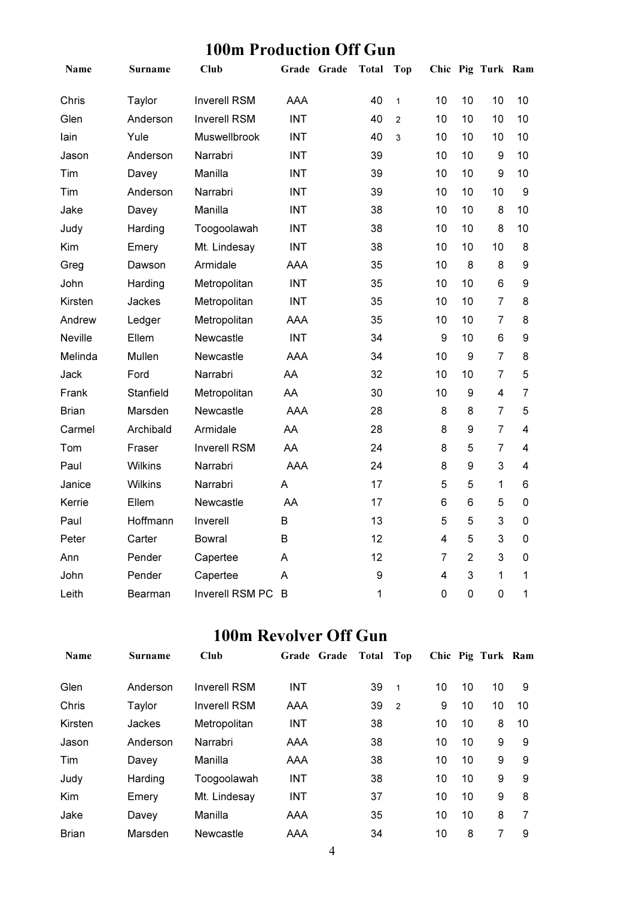# 100m Production Off Gun

| Name | Surname | Club | Grade | Grade | Total | Top | Chic | Pig | Turk | Ram |
|---|---|---|---|---|---|---|---|---|---|---|
| Chris | Taylor | Inverell RSM | AAA | | 40 | 1 | 10 | 10 | 10 | 10 |
| Glen | Anderson | Inverell RSM | INT | | 40 | 2 | 10 | 10 | 10 | 10 |
| Iain | Yule | Muswellbrook | INT | | 40 | 3 | 10 | 10 | 10 | 10 |
| Jason | Anderson | Narrabri | INT | | 39 | | 10 | 10 | 9 | 10 |
| Tim | Davey | Manilla | INT | | 39 | | 10 | 10 | 9 | 10 |
| Tim | Anderson | Narrabri | INT | | 39 | | 10 | 10 | 10 | 9 |
| Jake | Davey | Manilla | INT | | 38 | | 10 | 10 | 8 | 10 |
| Judy | Harding | Toogoolawah | INT | | 38 | | 10 | 10 | 8 | 10 |
| Kim | Emery | Mt. Lindesay | INT | | 38 | | 10 | 10 | 10 | 8 |
| Greg | Dawson | Armidale | AAA | | 35 | | 10 | 8 | 8 | 9 |
| John | Harding | Metropolitan | INT | | 35 | | 10 | 10 | 6 | 9 |
| Kirsten | Jackes | Metropolitan | INT | | 35 | | 10 | 10 | 7 | 8 |
| Andrew | Ledger | Metropolitan | AAA | | 35 | | 10 | 10 | 7 | 8 |
| Neville | Ellem | Newcastle | INT | | 34 | | 9 | 10 | 6 | 9 |
| Melinda | Mullen | Newcastle | AAA | | 34 | | 10 | 9 | 7 | 8 |
| Jack | Ford | Narrabri | AA | | 32 | | 10 | 10 | 7 | 5 |
| Frank | Stanfield | Metropolitan | AA | | 30 | | 10 | 9 | 4 | 7 |
| Brian | Marsden | Newcastle | AAA | | 28 | | 8 | 8 | 7 | 5 |
| Carmel | Archibald | Armidale | AA | | 28 | | 8 | 9 | 7 | 4 |
| Tom | Fraser | Inverell RSM | AA | | 24 | | 8 | 5 | 7 | 4 |
| Paul | Wilkins | Narrabri | AAA | | 24 | | 8 | 9 | 3 | 4 |
| Janice | Wilkins | Narrabri | A | | 17 | | 5 | 5 | 1 | 6 |
| Kerrie | Ellem | Newcastle | AA | | 17 | | 6 | 6 | 5 | 0 |
| Paul | Hoffmann | Inverell | B | | 13 | | 5 | 5 | 3 | 0 |
| Peter | Carter | Bowral | B | | 12 | | 4 | 5 | 3 | 0 |
| Ann | Pender | Capertee | A | | 12 | | 7 | 2 | 3 | 0 |
| John | Pender | Capertee | A | | 9 | | 4 | 3 | 1 | 1 |
| Leith | Bearman | Inverell RSM PC | B | | 1 | | 0 | 0 | 0 | 1 |

# 100m Revolver Off Gun

| Name | Surname | Club | Grade | Grade | Total | Top | Chic | Pig | Turk | Ram |
|---|---|---|---|---|---|---|---|---|---|---|
| Glen | Anderson | Inverell RSM | INT | | 39 | 1 | 10 | 10 | 10 | 9 |
| Chris | Taylor | Inverell RSM | AAA | | 39 | 2 | 9 | 10 | 10 | 10 |
| Kirsten | Jackes | Metropolitan | INT | | 38 | | 10 | 10 | 8 | 10 |
| Jason | Anderson | Narrabri | AAA | | 38 | | 10 | 10 | 9 | 9 |
| Tim | Davey | Manilla | AAA | | 38 | | 10 | 10 | 9 | 9 |
| Judy | Harding | Toogoolawah | INT | | 38 | | 10 | 10 | 9 | 9 |
| Kim | Emery | Mt. Lindesay | INT | | 37 | | 10 | 10 | 9 | 8 |
| Jake | Davey | Manilla | AAA | | 35 | | 10 | 10 | 8 | 7 |
| Brian | Marsden | Newcastle | AAA | | 34 | | 10 | 8 | 7 | 9 |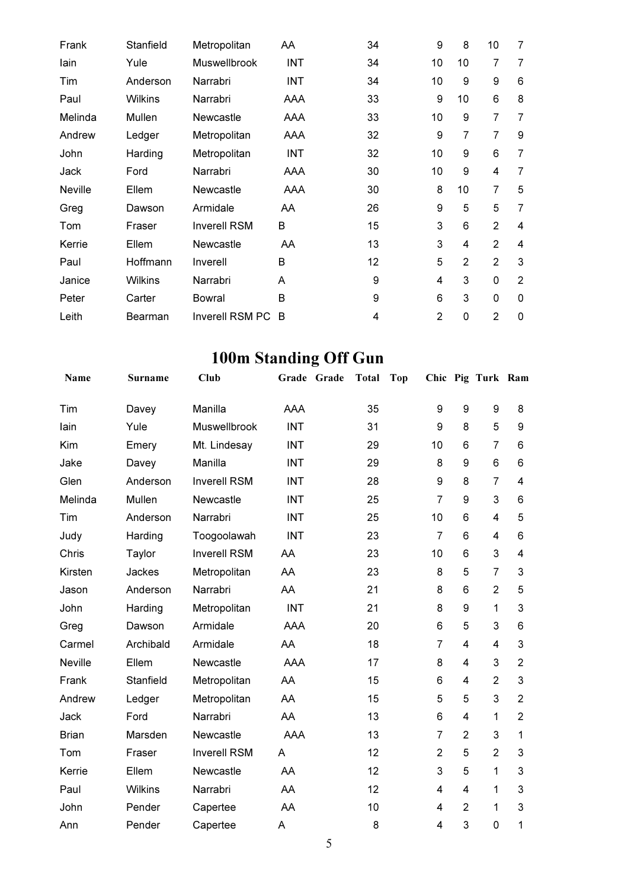| | | | | | | | | | | | |
|---|---|---|---|---|---|---|---|---|---|---|---|
| Frank | Stanfield | Metropolitan | AA | | 34 | | 9 | 8 | 10 | 7 |
| Iain | Yule | Muswellbrook | INT | | 34 | | 10 | 10 | 7 | 7 |
| Tim | Anderson | Narrabri | INT | | 34 | | 10 | 9 | 9 | 6 |
| Paul | Wilkins | Narrabri | AAA | | 33 | | 9 | 10 | 6 | 8 |
| Melinda | Mullen | Newcastle | AAA | | 33 | | 10 | 9 | 7 | 7 |
| Andrew | Ledger | Metropolitan | AAA | | 32 | | 9 | 7 | 7 | 9 |
| John | Harding | Metropolitan | INT | | 32 | | 10 | 9 | 6 | 7 |
| Jack | Ford | Narrabri | AAA | | 30 | | 10 | 9 | 4 | 7 |
| Neville | Ellem | Newcastle | AAA | | 30 | | 8 | 10 | 7 | 5 |
| Greg | Dawson | Armidale | AA | | 26 | | 9 | 5 | 5 | 7 |
| Tom | Fraser | Inverell RSM | B | | 15 | | 3 | 6 | 2 | 4 |
| Kerrie | Ellem | Newcastle | AA | | 13 | | 3 | 4 | 2 | 4 |
| Paul | Hoffmann | Inverell | B | | 12 | | 5 | 2 | 2 | 3 |
| Janice | Wilkins | Narrabri | A | | 9 | | 4 | 3 | 0 | 2 |
| Peter | Carter | Bowral | B | | 9 | | 6 | 3 | 0 | 0 |
| Leith | Bearman | Inverell RSM PC | B | | 4 | | 2 | 0 | 2 | 0 |

# 100m Standing Off Gun

| Name | Surname | Club | Grade | Grade | Total | Top | Chic | Pig | Turk | Ram |
|---|---|---|---|---|---|---|---|---|---|---|
| Tim | Davey | Manilla | AAA | | 35 | | 9 | 9 | 9 | 8 |
| Iain | Yule | Muswellbrook | INT | | 31 | | 9 | 8 | 5 | 9 |
| Kim | Emery | Mt. Lindesay | INT | | 29 | | 10 | 6 | 7 | 6 |
| Jake | Davey | Manilla | INT | | 29 | | 8 | 9 | 6 | 6 |
| Glen | Anderson | Inverell RSM | INT | | 28 | | 9 | 8 | 7 | 4 |
| Melinda | Mullen | Newcastle | INT | | 25 | | 7 | 9 | 3 | 6 |
| Tim | Anderson | Narrabri | INT | | 25 | | 10 | 6 | 4 | 5 |
| Judy | Harding | Toogoolawah | INT | | 23 | | 7 | 6 | 4 | 6 |
| Chris | Taylor | Inverell RSM | AA | | 23 | | 10 | 6 | 3 | 4 |
| Kirsten | Jackes | Metropolitan | AA | | 23 | | 8 | 5 | 7 | 3 |
| Jason | Anderson | Narrabri | AA | | 21 | | 8 | 6 | 2 | 5 |
| John | Harding | Metropolitan | INT | | 21 | | 8 | 9 | 1 | 3 |
| Greg | Dawson | Armidale | AAA | | 20 | | 6 | 5 | 3 | 6 |
| Carmel | Archibald | Armidale | AA | | 18 | | 7 | 4 | 4 | 3 |
| Neville | Ellem | Newcastle | AAA | | 17 | | 8 | 4 | 3 | 2 |
| Frank | Stanfield | Metropolitan | AA | | 15 | | 6 | 4 | 2 | 3 |
| Andrew | Ledger | Metropolitan | AA | | 15 | | 5 | 5 | 3 | 2 |
| Jack | Ford | Narrabri | AA | | 13 | | 6 | 4 | 1 | 2 |
| Brian | Marsden | Newcastle | AAA | | 13 | | 7 | 2 | 3 | 1 |
| Tom | Fraser | Inverell RSM | A | | 12 | | 2 | 5 | 2 | 3 |
| Kerrie | Ellem | Newcastle | AA | | 12 | | 3 | 5 | 1 | 3 |
| Paul | Wilkins | Narrabri | AA | | 12 | | 4 | 4 | 1 | 3 |
| John | Pender | Capertee | AA | | 10 | | 4 | 2 | 1 | 3 |
| Ann | Pender | Capertee | A | | 8 | | 4 | 3 | 0 | 1 |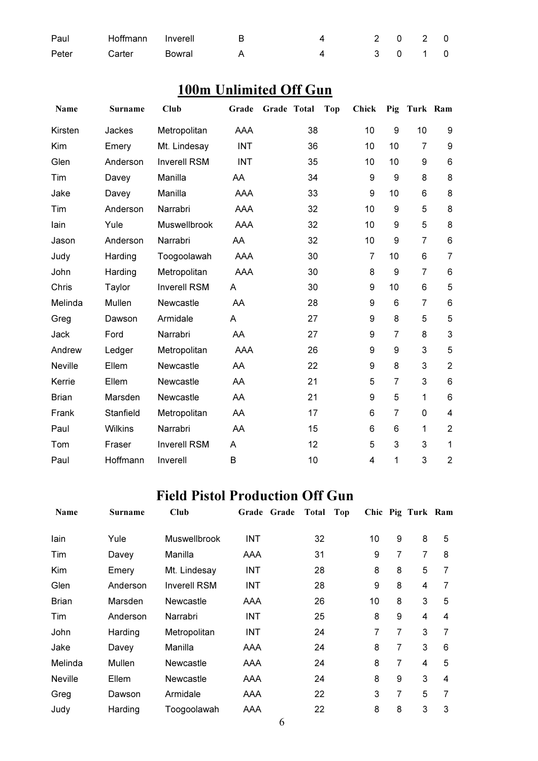| | | | | | | | | |
|---|---|---|---|---|---|---|---|---|
| Paul | Hoffmann | Inverell | B | 4 | 2 | 0 | 2 | 0 |
| Peter | Carter | Bowral | A | 4 | 3 | 0 | 1 | 0 |

## 100m Unlimited Off Gun

| Name | Surname | Club | Grade | Grade | Total | Top | Chick | Pig | Turk | Ram |
|---|---|---|---|---|---|---|---|---|---|---|
| Kirsten | Jackes | Metropolitan | AAA | | 38 | | 10 | 9 | 10 | 9 |
| Kim | Emery | Mt. Lindesay | INT | | 36 | | 10 | 10 | 7 | 9 |
| Glen | Anderson | Inverell RSM | INT | | 35 | | 10 | 10 | 9 | 6 |
| Tim | Davey | Manilla | AA | | 34 | | 9 | 9 | 8 | 8 |
| Jake | Davey | Manilla | AAA | | 33 | | 9 | 10 | 6 | 8 |
| Tim | Anderson | Narrabri | AAA | | 32 | | 10 | 9 | 5 | 8 |
| Iain | Yule | Muswellbrook | AAA | | 32 | | 10 | 9 | 5 | 8 |
| Jason | Anderson | Narrabri | AA | | 32 | | 10 | 9 | 7 | 6 |
| Judy | Harding | Toogoolawah | AAA | | 30 | | 7 | 10 | 6 | 7 |
| John | Harding | Metropolitan | AAA | | 30 | | 8 | 9 | 7 | 6 |
| Chris | Taylor | Inverell RSM | A | | 30 | | 9 | 10 | 6 | 5 |
| Melinda | Mullen | Newcastle | AA | | 28 | | 9 | 6 | 7 | 6 |
| Greg | Dawson | Armidale | A | | 27 | | 9 | 8 | 5 | 5 |
| Jack | Ford | Narrabri | AA | | 27 | | 9 | 7 | 8 | 3 |
| Andrew | Ledger | Metropolitan | AAA | | 26 | | 9 | 9 | 3 | 5 |
| Neville | Ellem | Newcastle | AA | | 22 | | 9 | 8 | 3 | 2 |
| Kerrie | Ellem | Newcastle | AA | | 21 | | 5 | 7 | 3 | 6 |
| Brian | Marsden | Newcastle | AA | | 21 | | 9 | 5 | 1 | 6 |
| Frank | Stanfield | Metropolitan | AA | | 17 | | 6 | 7 | 0 | 4 |
| Paul | Wilkins | Narrabri | AA | | 15 | | 6 | 6 | 1 | 2 |
| Tom | Fraser | Inverell RSM | A | | 12 | | 5 | 3 | 3 | 1 |
| Paul | Hoffmann | Inverell | B | | 10 | | 4 | 1 | 3 | 2 |

## Field Pistol Production Off Gun

| Name | Surname | Club | Grade | Grade | Total | Top | Chic | Pig | Turk | Ram |
|---|---|---|---|---|---|---|---|---|---|---|
| Iain | Yule | Muswellbrook | INT | | 32 | | 10 | 9 | 8 | 5 |
| Tim | Davey | Manilla | AAA | | 31 | | 9 | 7 | 7 | 8 |
| Kim | Emery | Mt. Lindesay | INT | | 28 | | 8 | 8 | 5 | 7 |
| Glen | Anderson | Inverell RSM | INT | | 28 | | 9 | 8 | 4 | 7 |
| Brian | Marsden | Newcastle | AAA | | 26 | | 10 | 8 | 3 | 5 |
| Tim | Anderson | Narrabri | INT | | 25 | | 8 | 9 | 4 | 4 |
| John | Harding | Metropolitan | INT | | 24 | | 7 | 7 | 3 | 7 |
| Jake | Davey | Manilla | AAA | | 24 | | 8 | 7 | 3 | 6 |
| Melinda | Mullen | Newcastle | AAA | | 24 | | 8 | 7 | 4 | 5 |
| Neville | Ellem | Newcastle | AAA | | 24 | | 8 | 9 | 3 | 4 |
| Greg | Dawson | Armidale | AAA | | 22 | | 3 | 7 | 5 | 7 |
| Judy | Harding | Toogoolawah | AAA | | 22 | | 8 | 8 | 3 | 3 |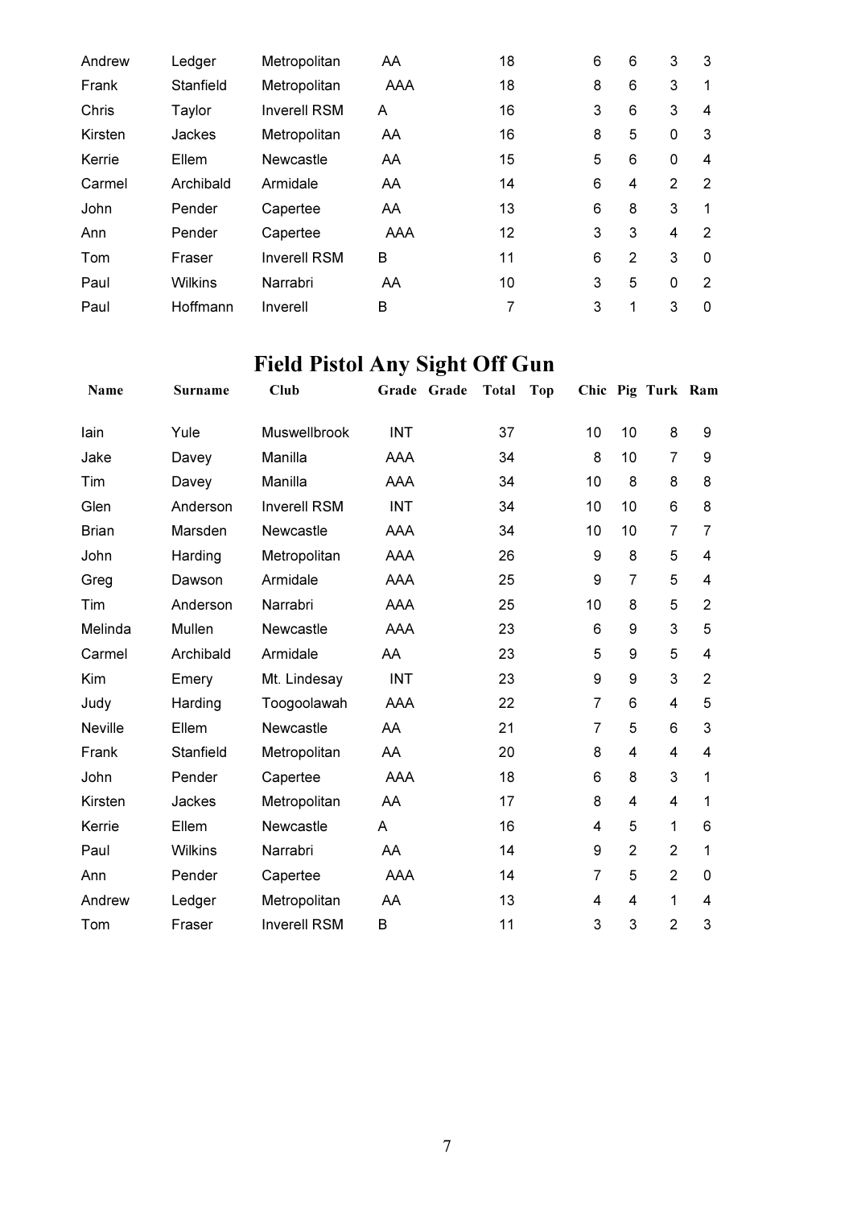| | | | | | | | | | | | |
|---|---|---|---|---|---|---|---|---|---|---|---|
| Andrew | Ledger | Metropolitan | AA | | 18 | | 6 | 6 | 3 | 3 |
| Frank | Stanfield | Metropolitan | AAA | | 18 | | 8 | 6 | 3 | 1 |
| Chris | Taylor | Inverell RSM | A | | 16 | | 3 | 6 | 3 | 4 |
| Kirsten | Jackes | Metropolitan | AA | | 16 | | 8 | 5 | 0 | 3 |
| Kerrie | Ellem | Newcastle | AA | | 15 | | 5 | 6 | 0 | 4 |
| Carmel | Archibald | Armidale | AA | | 14 | | 6 | 4 | 2 | 2 |
| John | Pender | Capertee | AA | | 13 | | 6 | 8 | 3 | 1 |
| Ann | Pender | Capertee | AAA | | 12 | | 3 | 3 | 4 | 2 |
| Tom | Fraser | Inverell RSM | B | | 11 | | 6 | 2 | 3 | 0 |
| Paul | Wilkins | Narrabri | AA | | 10 | | 3 | 5 | 0 | 2 |
| Paul | Hoffmann | Inverell | B | | 7 | | 3 | 1 | 3 | 0 |

# Field Pistol Any Sight Off Gun

| Name | Surname | Club | Grade | Grade | Total | Top | Chic | Pig | Turk | Ram |
|---|---|---|---|---|---|---|---|---|---|---|
| Iain | Yule | Muswellbrook | INT | | 37 | | 10 | 10 | 8 | 9 |
| Jake | Davey | Manilla | AAA | | 34 | | 8 | 10 | 7 | 9 |
| Tim | Davey | Manilla | AAA | | 34 | | 10 | 8 | 8 | 8 |
| Glen | Anderson | Inverell RSM | INT | | 34 | | 10 | 10 | 6 | 8 |
| Brian | Marsden | Newcastle | AAA | | 34 | | 10 | 10 | 7 | 7 |
| John | Harding | Metropolitan | AAA | | 26 | | 9 | 8 | 5 | 4 |
| Greg | Dawson | Armidale | AAA | | 25 | | 9 | 7 | 5 | 4 |
| Tim | Anderson | Narrabri | AAA | | 25 | | 10 | 8 | 5 | 2 |
| Melinda | Mullen | Newcastle | AAA | | 23 | | 6 | 9 | 3 | 5 |
| Carmel | Archibald | Armidale | AA | | 23 | | 5 | 9 | 5 | 4 |
| Kim | Emery | Mt. Lindesay | INT | | 23 | | 9 | 9 | 3 | 2 |
| Judy | Harding | Toogoolawah | AAA | | 22 | | 7 | 6 | 4 | 5 |
| Neville | Ellem | Newcastle | AA | | 21 | | 7 | 5 | 6 | 3 |
| Frank | Stanfield | Metropolitan | AA | | 20 | | 8 | 4 | 4 | 4 |
| John | Pender | Capertee | AAA | | 18 | | 6 | 8 | 3 | 1 |
| Kirsten | Jackes | Metropolitan | AA | | 17 | | 8 | 4 | 4 | 1 |
| Kerrie | Ellem | Newcastle | A | | 16 | | 4 | 5 | 1 | 6 |
| Paul | Wilkins | Narrabri | AA | | 14 | | 9 | 2 | 2 | 1 |
| Ann | Pender | Capertee | AAA | | 14 | | 7 | 5 | 2 | 0 |
| Andrew | Ledger | Metropolitan | AA | | 13 | | 4 | 4 | 1 | 4 |
| Tom | Fraser | Inverell RSM | B | | 11 | | 3 | 3 | 2 | 3 |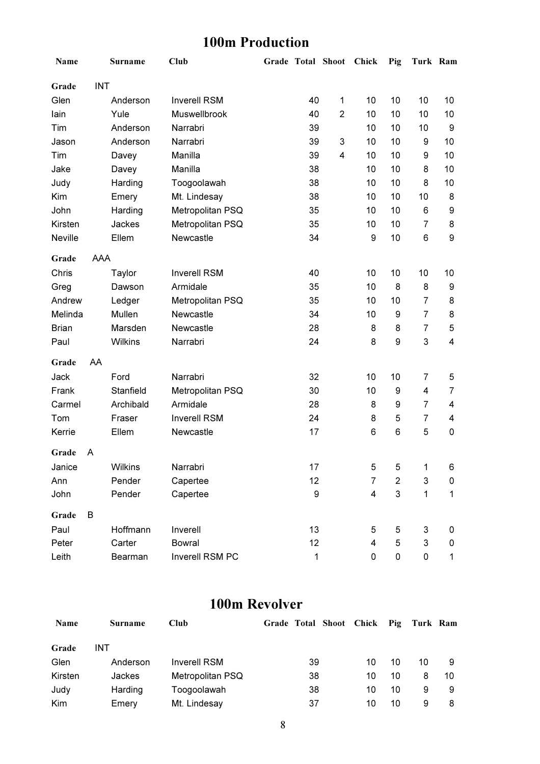## 100m Production

| Name | Surname | Club | Grade | Total | Shoot | Chick | Pig | Turk | Ram |
|---|---|---|---|---|---|---|---|---|---|
| **Grade** INT | | | | | | | | | |
| Glen | Anderson | Inverell RSM | | 40 | 1 | 10 | 10 | 10 | 10 |
| Iain | Yule | Muswellbrook | | 40 | 2 | 10 | 10 | 10 | 10 |
| Tim | Anderson | Narrabri | | 39 | | 10 | 10 | 10 | 9 |
| Jason | Anderson | Narrabri | | 39 | 3 | 10 | 10 | 9 | 10 |
| Tim | Davey | Manilla | | 39 | 4 | 10 | 10 | 9 | 10 |
| Jake | Davey | Manilla | | 38 | | 10 | 10 | 8 | 10 |
| Judy | Harding | Toogoolawah | | 38 | | 10 | 10 | 8 | 10 |
| Kim | Emery | Mt. Lindesay | | 38 | | 10 | 10 | 10 | 8 |
| John | Harding | Metropolitan PSQ | | 35 | | 10 | 10 | 6 | 9 |
| Kirsten | Jackes | Metropolitan PSQ | | 35 | | 10 | 10 | 7 | 8 |
| Neville | Ellem | Newcastle | | 34 | | 9 | 10 | 6 | 9 |
| **Grade** AAA | | | | | | | | | |
| Chris | Taylor | Inverell RSM | | 40 | | 10 | 10 | 10 | 10 |
| Greg | Dawson | Armidale | | 35 | | 10 | 8 | 8 | 9 |
| Andrew | Ledger | Metropolitan PSQ | | 35 | | 10 | 10 | 7 | 8 |
| Melinda | Mullen | Newcastle | | 34 | | 10 | 9 | 7 | 8 |
| Brian | Marsden | Newcastle | | 28 | | 8 | 8 | 7 | 5 |
| Paul | Wilkins | Narrabri | | 24 | | 8 | 9 | 3 | 4 |
| **Grade** AA | | | | | | | | | |
| Jack | Ford | Narrabri | | 32 | | 10 | 10 | 7 | 5 |
| Frank | Stanfield | Metropolitan PSQ | | 30 | | 10 | 9 | 4 | 7 |
| Carmel | Archibald | Armidale | | 28 | | 8 | 9 | 7 | 4 |
| Tom | Fraser | Inverell RSM | | 24 | | 8 | 5 | 7 | 4 |
| Kerrie | Ellem | Newcastle | | 17 | | 6 | 6 | 5 | 0 |
| **Grade** A | | | | | | | | | |
| Janice | Wilkins | Narrabri | | 17 | | 5 | 5 | 1 | 6 |
| Ann | Pender | Capertee | | 12 | | 7 | 2 | 3 | 0 |
| John | Pender | Capertee | | 9 | | 4 | 3 | 1 | 1 |
| **Grade** B | | | | | | | | | |
| Paul | Hoffmann | Inverell | | 13 | | 5 | 5 | 3 | 0 |
| Peter | Carter | Bowral | | 12 | | 4 | 5 | 3 | 0 |
| Leith | Bearman | Inverell RSM PC | | 1 | | 0 | 0 | 0 | 1 |

## 100m Revolver

| Name | Surname | Club | Grade | Total | Shoot | Chick | Pig | Turk | Ram |
|---|---|---|---|---|---|---|---|---|---|
| **Grade** INT | | | | | | | | | |
| Glen | Anderson | Inverell RSM | | 39 | | 10 | 10 | 10 | 9 |
| Kirsten | Jackes | Metropolitan PSQ | | 38 | | 10 | 10 | 8 | 10 |
| Judy | Harding | Toogoolawah | | 38 | | 10 | 10 | 9 | 9 |
| Kim | Emery | Mt. Lindesay | | 37 | | 10 | 10 | 9 | 8 |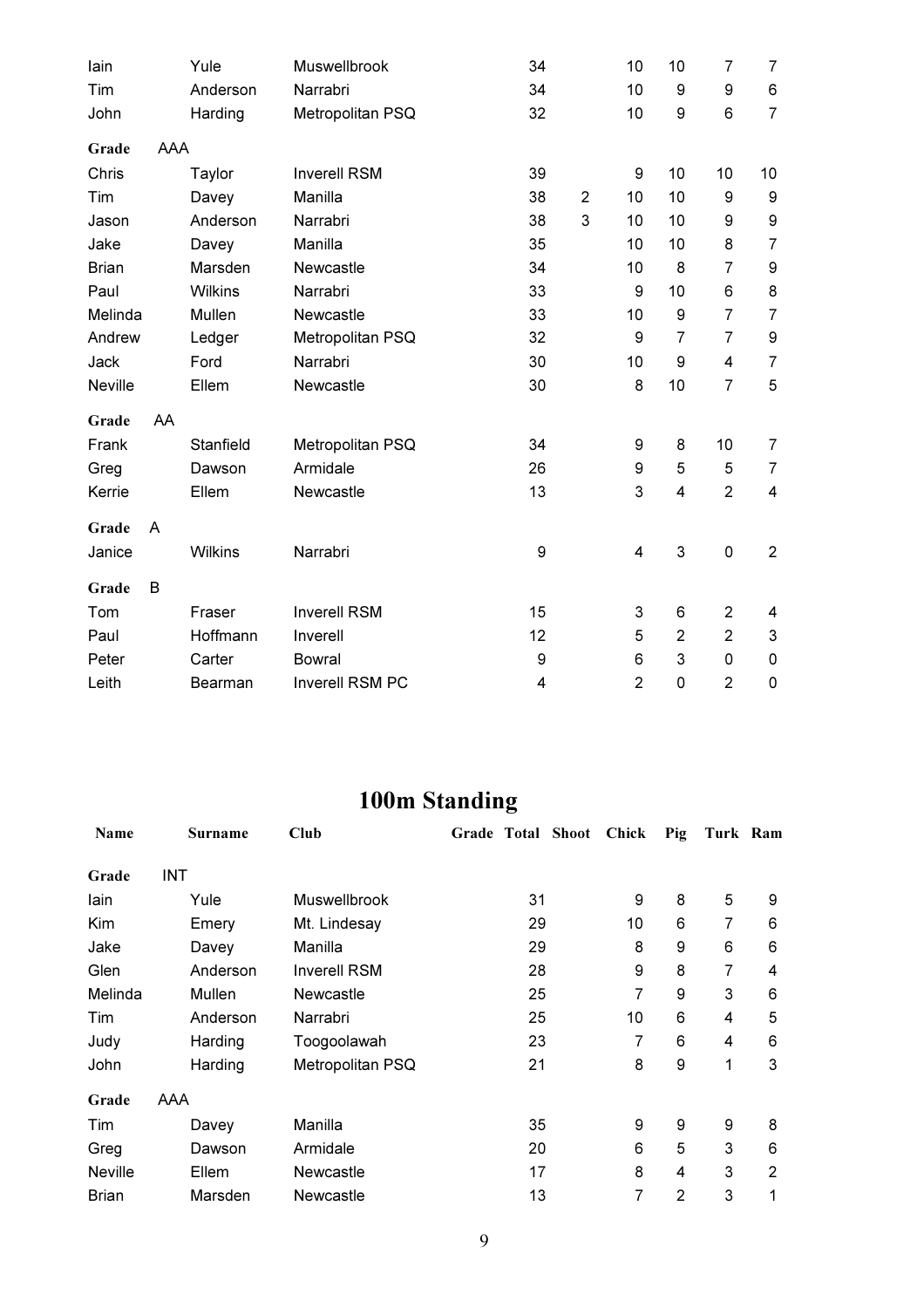| Name | Surname | Club | Grade | Total | Shoot | Chick | Pig | Turk | Ram |
|---|---|---|---|---|---|---|---|---|---|
| Iain | Yule | Muswellbrook | | 34 | | 10 | 10 | 7 | 7 |
| Tim | Anderson | Narrabri | | 34 | | 10 | 9 | 9 | 6 |
| John | Harding | Metropolitan PSQ | | 32 | | 10 | 9 | 6 | 7 |
| **Grade** | AAA | | | | | | | | |
| Chris | Taylor | Inverell RSM | | 39 | | 9 | 10 | 10 | 10 |
| Tim | Davey | Manilla | | 38 | 2 | 10 | 10 | 9 | 9 |
| Jason | Anderson | Narrabri | | 38 | 3 | 10 | 10 | 9 | 9 |
| Jake | Davey | Manilla | | 35 | | 10 | 10 | 8 | 7 |
| Brian | Marsden | Newcastle | | 34 | | 10 | 8 | 7 | 9 |
| Paul | Wilkins | Narrabri | | 33 | | 9 | 10 | 6 | 8 |
| Melinda | Mullen | Newcastle | | 33 | | 10 | 9 | 7 | 7 |
| Andrew | Ledger | Metropolitan PSQ | | 32 | | 9 | 7 | 7 | 9 |
| Jack | Ford | Narrabri | | 30 | | 10 | 9 | 4 | 7 |
| Neville | Ellem | Newcastle | | 30 | | 8 | 10 | 7 | 5 |
| **Grade** | AA | | | | | | | | |
| Frank | Stanfield | Metropolitan PSQ | | 34 | | 9 | 8 | 10 | 7 |
| Greg | Dawson | Armidale | | 26 | | 9 | 5 | 5 | 7 |
| Kerrie | Ellem | Newcastle | | 13 | | 3 | 4 | 2 | 4 |
| **Grade** | A | | | | | | | | |
| Janice | Wilkins | Narrabri | | 9 | | 4 | 3 | 0 | 2 |
| **Grade** | B | | | | | | | | |
| Tom | Fraser | Inverell RSM | | 15 | | 3 | 6 | 2 | 4 |
| Paul | Hoffmann | Inverell | | 12 | | 5 | 2 | 2 | 3 |
| Peter | Carter | Bowral | | 9 | | 6 | 3 | 0 | 0 |
| Leith | Bearman | Inverell RSM PC | | 4 | | 2 | 0 | 2 | 0 |

# 100m Standing

| Name | Surname | Club | Grade | Total | Shoot | Chick | Pig | Turk | Ram |
|---|---|---|---|---|---|---|---|---|---|
| **Grade** | INT | | | | | | | | |
| Iain | Yule | Muswellbrook | | 31 | | 9 | 8 | 5 | 9 |
| Kim | Emery | Mt. Lindesay | | 29 | | 10 | 6 | 7 | 6 |
| Jake | Davey | Manilla | | 29 | | 8 | 9 | 6 | 6 |
| Glen | Anderson | Inverell RSM | | 28 | | 9 | 8 | 7 | 4 |
| Melinda | Mullen | Newcastle | | 25 | | 7 | 9 | 3 | 6 |
| Tim | Anderson | Narrabri | | 25 | | 10 | 6 | 4 | 5 |
| Judy | Harding | Toogoolawah | | 23 | | 7 | 6 | 4 | 6 |
| John | Harding | Metropolitan PSQ | | 21 | | 8 | 9 | 1 | 3 |
| **Grade** | AAA | | | | | | | | |
| Tim | Davey | Manilla | | 35 | | 9 | 9 | 9 | 8 |
| Greg | Dawson | Armidale | | 20 | | 6 | 5 | 3 | 6 |
| Neville | Ellem | Newcastle | | 17 | | 8 | 4 | 3 | 2 |
| Brian | Marsden | Newcastle | | 13 | | 7 | 2 | 3 | 1 |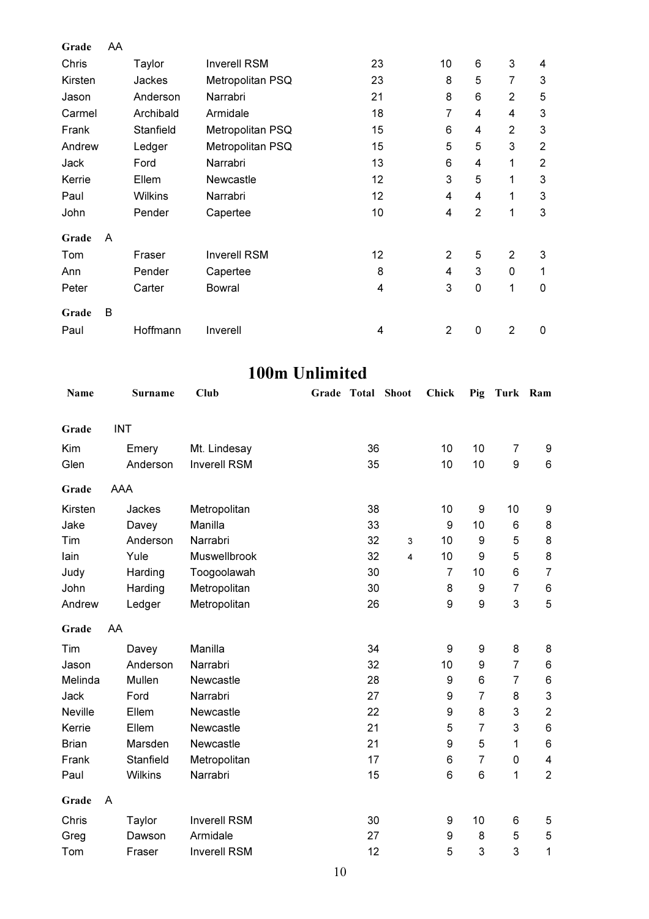| Name | Surname | Club | Grade | Total | Shoot | Chick | Pig | Turk | Ram |
|---|---|---|---|---|---|---|---|---|---|
| **Grade** | AA | | | | | | | | |
| Chris | Taylor | Inverell RSM | | 23 | | 10 | 6 | 3 | 4 |
| Kirsten | Jackes | Metropolitan PSQ | | 23 | | 8 | 5 | 7 | 3 |
| Jason | Anderson | Narrabri | | 21 | | 8 | 6 | 2 | 5 |
| Carmel | Archibald | Armidale | | 18 | | 7 | 4 | 4 | 3 |
| Frank | Stanfield | Metropolitan PSQ | | 15 | | 6 | 4 | 2 | 3 |
| Andrew | Ledger | Metropolitan PSQ | | 15 | | 5 | 5 | 3 | 2 |
| Jack | Ford | Narrabri | | 13 | | 6 | 4 | 1 | 2 |
| Kerrie | Ellem | Newcastle | | 12 | | 3 | 5 | 1 | 3 |
| Paul | Wilkins | Narrabri | | 12 | | 4 | 4 | 1 | 3 |
| John | Pender | Capertee | | 10 | | 4 | 2 | 1 | 3 |
| **Grade** | A | | | | | | | | |
| Tom | Fraser | Inverell RSM | | 12 | | 2 | 5 | 2 | 3 |
| Ann | Pender | Capertee | | 8 | | 4 | 3 | 0 | 1 |
| Peter | Carter | Bowral | | 4 | | 3 | 0 | 1 | 0 |
| **Grade** | B | | | | | | | | |
| Paul | Hoffmann | Inverell | | 4 | | 2 | 0 | 2 | 0 |

# 100m Unlimited

| Name | Surname | Club | Grade | Total | Shoot | Chick | Pig | Turk | Ram |
|---|---|---|---|---|---|---|---|---|---|
| **Grade** | INT | | | | | | | | |
| Kim | Emery | Mt. Lindesay | | 36 | | 10 | 10 | 7 | 9 |
| Glen | Anderson | Inverell RSM | | 35 | | 10 | 10 | 9 | 6 |
| **Grade** | AAA | | | | | | | | |
| Kirsten | Jackes | Metropolitan | | 38 | | 10 | 9 | 10 | 9 |
| Jake | Davey | Manilla | | 33 | | 9 | 10 | 6 | 8 |
| Tim | Anderson | Narrabri | | 32 | 3 | 10 | 9 | 5 | 8 |
| Iain | Yule | Muswellbrook | | 32 | 4 | 10 | 9 | 5 | 8 |
| Judy | Harding | Toogoolawah | | 30 | | 7 | 10 | 6 | 7 |
| John | Harding | Metropolitan | | 30 | | 8 | 9 | 7 | 6 |
| Andrew | Ledger | Metropolitan | | 26 | | 9 | 9 | 3 | 5 |
| **Grade** | AA | | | | | | | | |
| Tim | Davey | Manilla | | 34 | | 9 | 9 | 8 | 8 |
| Jason | Anderson | Narrabri | | 32 | | 10 | 9 | 7 | 6 |
| Melinda | Mullen | Newcastle | | 28 | | 9 | 6 | 7 | 6 |
| Jack | Ford | Narrabri | | 27 | | 9 | 7 | 8 | 3 |
| Neville | Ellem | Newcastle | | 22 | | 9 | 8 | 3 | 2 |
| Kerrie | Ellem | Newcastle | | 21 | | 5 | 7 | 3 | 6 |
| Brian | Marsden | Newcastle | | 21 | | 9 | 5 | 1 | 6 |
| Frank | Stanfield | Metropolitan | | 17 | | 6 | 7 | 0 | 4 |
| Paul | Wilkins | Narrabri | | 15 | | 6 | 6 | 1 | 2 |
| **Grade** | A | | | | | | | | |
| Chris | Taylor | Inverell RSM | | 30 | | 9 | 10 | 6 | 5 |
| Greg | Dawson | Armidale | | 27 | | 9 | 8 | 5 | 5 |
| Tom | Fraser | Inverell RSM | | 12 | | 5 | 3 | 3 | 1 |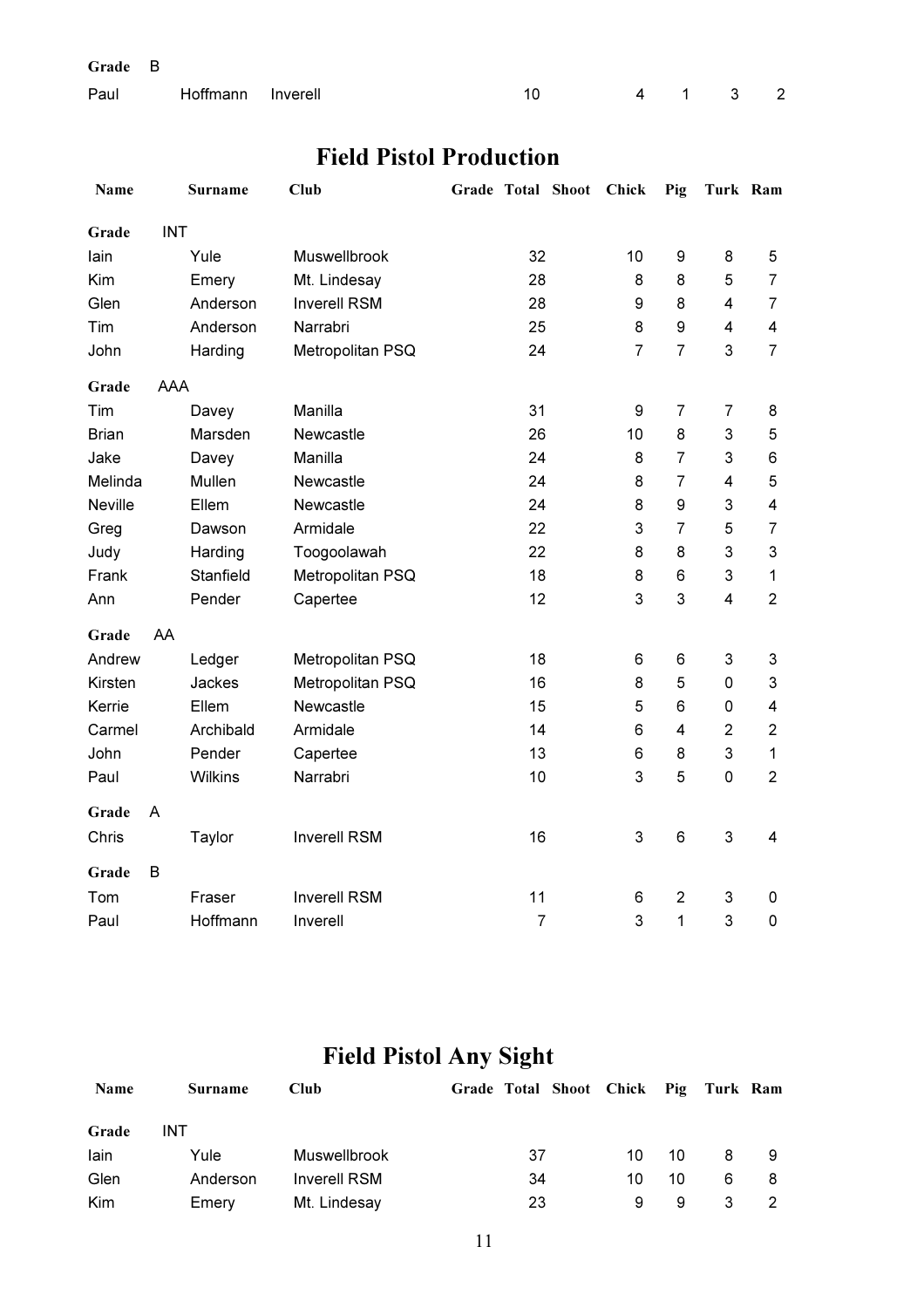| Name | Surname | Club | Grade | Total | Shoot | Chick | Pig | Turk | Ram |
|---|---|---|---|---|---|---|---|---|---|
| **Grade** | B | | | | | | | | |
| Paul | Hoffmann | Inverell | | 10 | | 4 | 1 | 3 | 2 |

## Field Pistol Production

| Name | Surname | Club | Grade | Total | Shoot | Chick | Pig | Turk | Ram |
|---|---|---|---|---|---|---|---|---|---|
| **Grade** | INT | | | | | | | | |
| Iain | Yule | Muswellbrook | | 32 | | 10 | 9 | 8 | 5 |
| Kim | Emery | Mt. Lindesay | | 28 | | 8 | 8 | 5 | 7 |
| Glen | Anderson | Inverell RSM | | 28 | | 9 | 8 | 4 | 7 |
| Tim | Anderson | Narrabri | | 25 | | 8 | 9 | 4 | 4 |
| John | Harding | Metropolitan PSQ | | 24 | | 7 | 7 | 3 | 7 |
| **Grade** | AAA | | | | | | | | |
| Tim | Davey | Manilla | | 31 | | 9 | 7 | 7 | 8 |
| Brian | Marsden | Newcastle | | 26 | | 10 | 8 | 3 | 5 |
| Jake | Davey | Manilla | | 24 | | 8 | 7 | 3 | 6 |
| Melinda | Mullen | Newcastle | | 24 | | 8 | 7 | 4 | 5 |
| Neville | Ellem | Newcastle | | 24 | | 8 | 9 | 3 | 4 |
| Greg | Dawson | Armidale | | 22 | | 3 | 7 | 5 | 7 |
| Judy | Harding | Toogoolawah | | 22 | | 8 | 8 | 3 | 3 |
| Frank | Stanfield | Metropolitan PSQ | | 18 | | 8 | 6 | 3 | 1 |
| Ann | Pender | Capertee | | 12 | | 3 | 3 | 4 | 2 |
| **Grade** | AA | | | | | | | | |
| Andrew | Ledger | Metropolitan PSQ | | 18 | | 6 | 6 | 3 | 3 |
| Kirsten | Jackes | Metropolitan PSQ | | 16 | | 8 | 5 | 0 | 3 |
| Kerrie | Ellem | Newcastle | | 15 | | 5 | 6 | 0 | 4 |
| Carmel | Archibald | Armidale | | 14 | | 6 | 4 | 2 | 2 |
| John | Pender | Capertee | | 13 | | 6 | 8 | 3 | 1 |
| Paul | Wilkins | Narrabri | | 10 | | 3 | 5 | 0 | 2 |
| **Grade** | A | | | | | | | | |
| Chris | Taylor | Inverell RSM | | 16 | | 3 | 6 | 3 | 4 |
| **Grade** | B | | | | | | | | |
| Tom | Fraser | Inverell RSM | | 11 | | 6 | 2 | 3 | 0 |
| Paul | Hoffmann | Inverell | | 7 | | 3 | 1 | 3 | 0 |

## Field Pistol Any Sight

| Name | Surname | Club | Grade | Total | Shoot | Chick | Pig | Turk | Ram |
|---|---|---|---|---|---|---|---|---|---|
| **Grade** | INT | | | | | | | | |
| Iain | Yule | Muswellbrook | | 37 | | 10 | 10 | 8 | 9 |
| Glen | Anderson | Inverell RSM | | 34 | | 10 | 10 | 6 | 8 |
| Kim | Emery | Mt. Lindesay | | 23 | | 9 | 9 | 3 | 2 |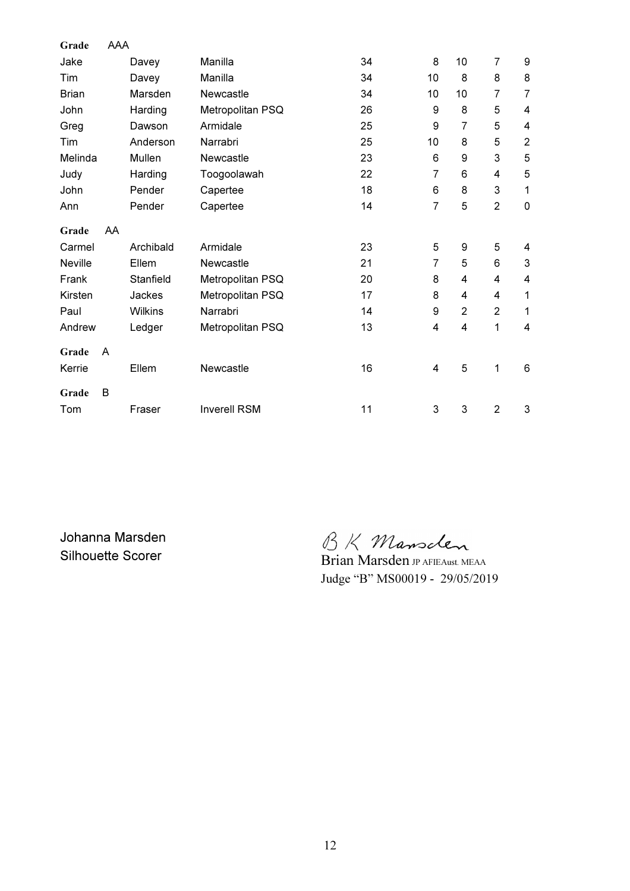**Grade** AAA

| | | | | | | | |
|---|---|---|---|---|---|---|---|
| Jake | Davey | Manilla | 34 | 8 | 10 | 7 | 9 |
| Tim | Davey | Manilla | 34 | 10 | 8 | 8 | 8 |
| Brian | Marsden | Newcastle | 34 | 10 | 10 | 7 | 7 |
| John | Harding | Metropolitan PSQ | 26 | 9 | 8 | 5 | 4 |
| Greg | Dawson | Armidale | 25 | 9 | 7 | 5 | 4 |
| Tim | Anderson | Narrabri | 25 | 10 | 8 | 5 | 2 |
| Melinda | Mullen | Newcastle | 23 | 6 | 9 | 3 | 5 |
| Judy | Harding | Toogoolawah | 22 | 7 | 6 | 4 | 5 |
| John | Pender | Capertee | 18 | 6 | 8 | 3 | 1 |
| Ann | Pender | Capertee | 14 | 7 | 5 | 2 | 0 |

**Grade** AA

| | | | | | | | |
|---|---|---|---|---|---|---|---|
| Carmel | Archibald | Armidale | 23 | 5 | 9 | 5 | 4 |
| Neville | Ellem | Newcastle | 21 | 7 | 5 | 6 | 3 |
| Frank | Stanfield | Metropolitan PSQ | 20 | 8 | 4 | 4 | 4 |
| Kirsten | Jackes | Metropolitan PSQ | 17 | 8 | 4 | 4 | 1 |
| Paul | Wilkins | Narrabri | 14 | 9 | 2 | 2 | 1 |
| Andrew | Ledger | Metropolitan PSQ | 13 | 4 | 4 | 1 | 4 |

**Grade** A

| | | | | | | | |
|---|---|---|---|---|---|---|---|
| Kerrie | Ellem | Newcastle | 16 | 4 | 5 | 1 | 6 |

**Grade** B

| | | | | | | | |
|---|---|---|---|---|---|---|---|
| Tom | Fraser | Inverell RSM | 11 | 3 | 3 | 2 | 3 |

Johanna Marsden
Silhouette Scorer

B K Marsden
Brian Marsden JP AFIEAust. MEAA
Judge "B" MS00019 - 29/05/2019